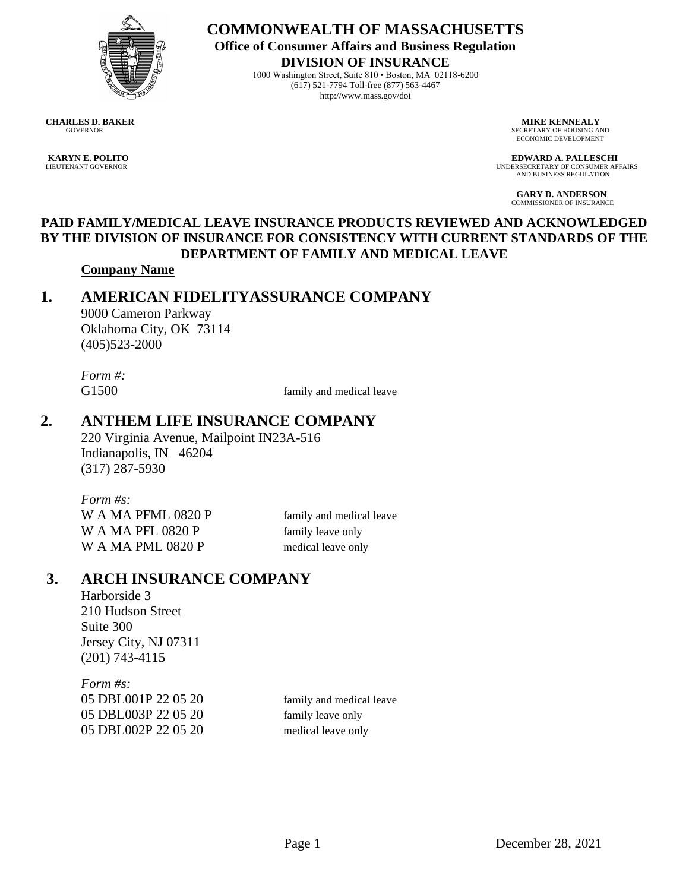# COMMONWEALTH OF MASSACHUSETTS

**Office of Consumer Affairs and Business Regulation**

**DIVISION OF INSURANCE**

1000 Washington Street, Suite 810 • Boston, MA 02118-6200
(617) 521-7794 Toll-free (877) 563-4467
http://www.mass.gov/doi

**CHARLES D. BAKER**
GOVERNOR

**KARYN E. POLITO**
LIEUTENANT GOVERNOR

**MIKE KENNEALY**
SECRETARY OF HOUSING AND ECONOMIC DEVELOPMENT

**EDWARD A. PALLESCHI**
UNDERSECRETARY OF CONSUMER AFFAIRS AND BUSINESS REGULATION

**GARY D. ANDERSON**
COMMISSIONER OF INSURANCE

## PAID FAMILY/MEDICAL LEAVE INSURANCE PRODUCTS REVIEWED AND ACKNOWLEDGED BY THE DIVISION OF INSURANCE FOR CONSISTENCY WITH CURRENT STANDARDS OF THE DEPARTMENT OF FAMILY AND MEDICAL LEAVE

**Company Name**

### 1. AMERICAN FIDELITYASSURANCE COMPANY

9000 Cameron Parkway
Oklahoma City, OK 73114
(405)523-2000

*Form #:*

| | |
|---|---|
| G1500 | family and medical leave |

### 2. ANTHEM LIFE INSURANCE COMPANY

220 Virginia Avenue, Mailpoint IN23A-516
Indianapolis, IN 46204
(317) 287-5930

*Form #s:*

| | |
|---|---|
| W A MA PFML 0820 P | family and medical leave |
| W A MA PFL 0820 P | family leave only |
| W A MA PML 0820 P | medical leave only |

### 3. ARCH INSURANCE COMPANY

Harborside 3
210 Hudson Street
Suite 300
Jersey City, NJ 07311
(201) 743-4115

*Form #s:*

| | |
|---|---|
| 05 DBL001P 22 05 20 | family and medical leave |
| 05 DBL003P 22 05 20 | family leave only |
| 05 DBL002P 22 05 20 | medical leave only |

December 28, 2021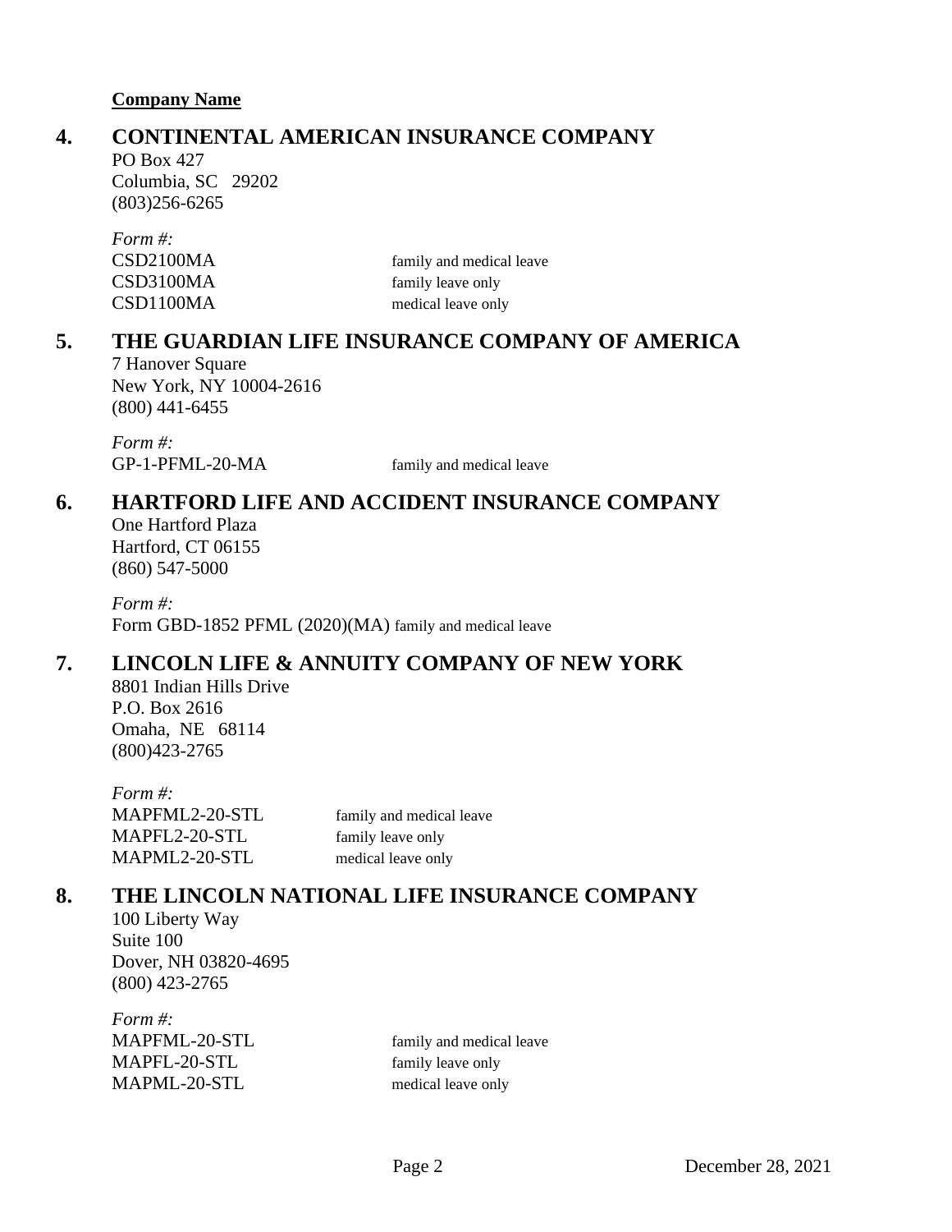**Company Name**

## 4. CONTINENTAL AMERICAN INSURANCE COMPANY

PO Box 427
Columbia, SC 29202
(803)256-6265

*Form #:*

| | |
|---|---|
| CSD2100MA | family and medical leave |
| CSD3100MA | family leave only |
| CSD1100MA | medical leave only |

## 5. THE GUARDIAN LIFE INSURANCE COMPANY OF AMERICA

7 Hanover Square
New York, NY 10004-2616
(800) 441-6455

*Form #:*

| | |
|---|---|
| GP-1-PFML-20-MA | family and medical leave |

## 6. HARTFORD LIFE AND ACCIDENT INSURANCE COMPANY

One Hartford Plaza
Hartford, CT 06155
(860) 547-5000

*Form #:*

Form GBD-1852 PFML (2020)(MA) family and medical leave

## 7. LINCOLN LIFE & ANNUITY COMPANY OF NEW YORK

8801 Indian Hills Drive
P.O. Box 2616
Omaha, NE 68114
(800)423-2765

*Form #:*

| | |
|---|---|
| MAPFML2-20-STL | family and medical leave |
| MAPFL2-20-STL | family leave only |
| MAPML2-20-STL | medical leave only |

## 8. THE LINCOLN NATIONAL LIFE INSURANCE COMPANY

100 Liberty Way
Suite 100
Dover, NH 03820-4695
(800) 423-2765

*Form #:*

| | |
|---|---|
| MAPFML-20-STL | family and medical leave |
| MAPFL-20-STL | family leave only |
| MAPML-20-STL | medical leave only |

December 28, 2021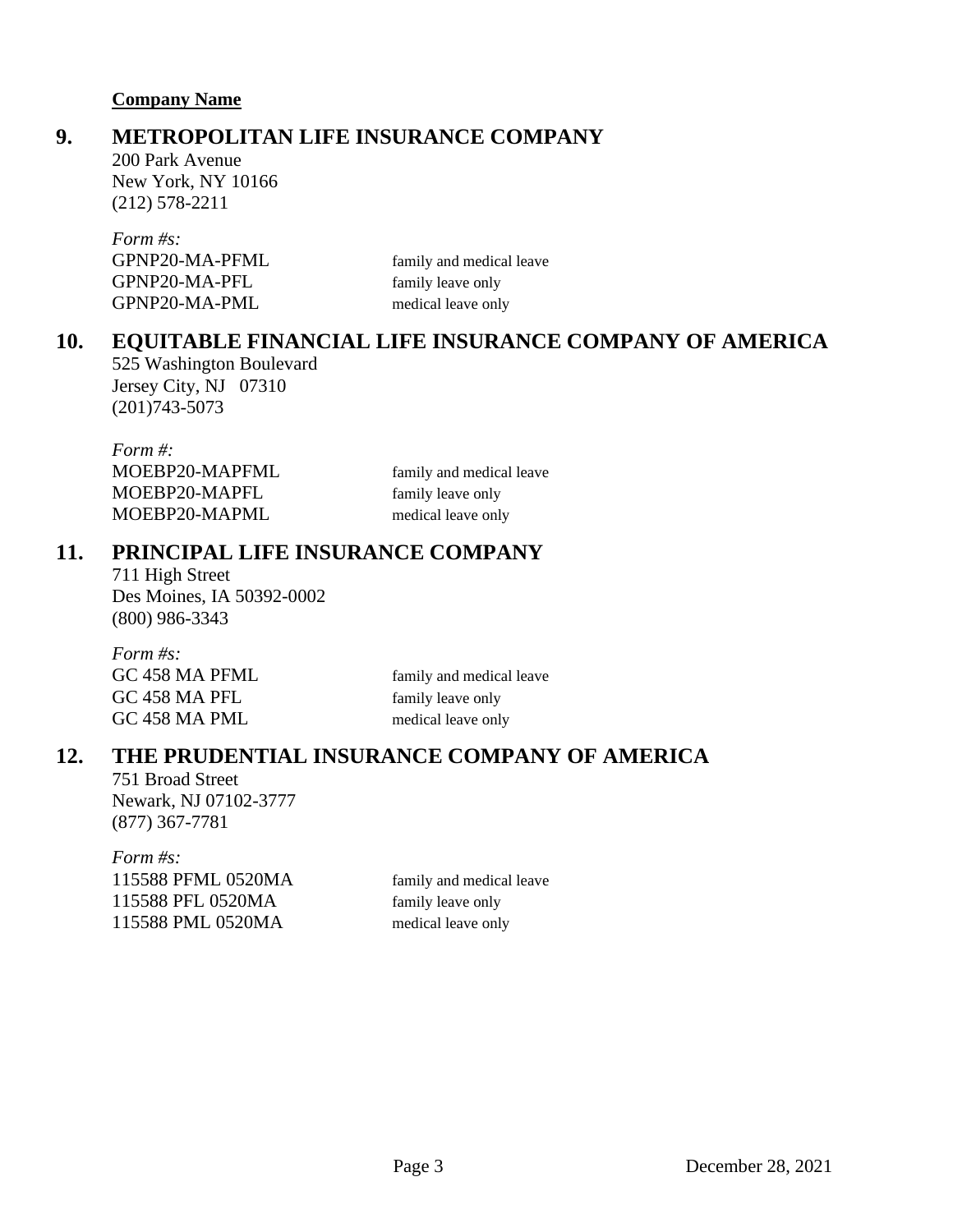**Company Name**

## 9. METROPOLITAN LIFE INSURANCE COMPANY

200 Park Avenue
New York, NY 10166
(212) 578-2211

*Form #s:*

| | |
|---|---|
| GPNP20-MA-PFML | family and medical leave |
| GPNP20-MA-PFL | family leave only |
| GPNP20-MA-PML | medical leave only |

## 10. EQUITABLE FINANCIAL LIFE INSURANCE COMPANY OF AMERICA

525 Washington Boulevard
Jersey City, NJ 07310
(201)743-5073

*Form #:*

| | |
|---|---|
| MOEBP20-MAPFML | family and medical leave |
| MOEBP20-MAPFL | family leave only |
| MOEBP20-MAPML | medical leave only |

## 11. PRINCIPAL LIFE INSURANCE COMPANY

711 High Street
Des Moines, IA 50392-0002
(800) 986-3343

*Form #s:*

| | |
|---|---|
| GC 458 MA PFML | family and medical leave |
| GC 458 MA PFL | family leave only |
| GC 458 MA PML | medical leave only |

## 12. THE PRUDENTIAL INSURANCE COMPANY OF AMERICA

751 Broad Street
Newark, NJ 07102-3777
(877) 367-7781

*Form #s:*

| | |
|---|---|
| 115588 PFML 0520MA | family and medical leave |
| 115588 PFL 0520MA | family leave only |
| 115588 PML 0520MA | medical leave only |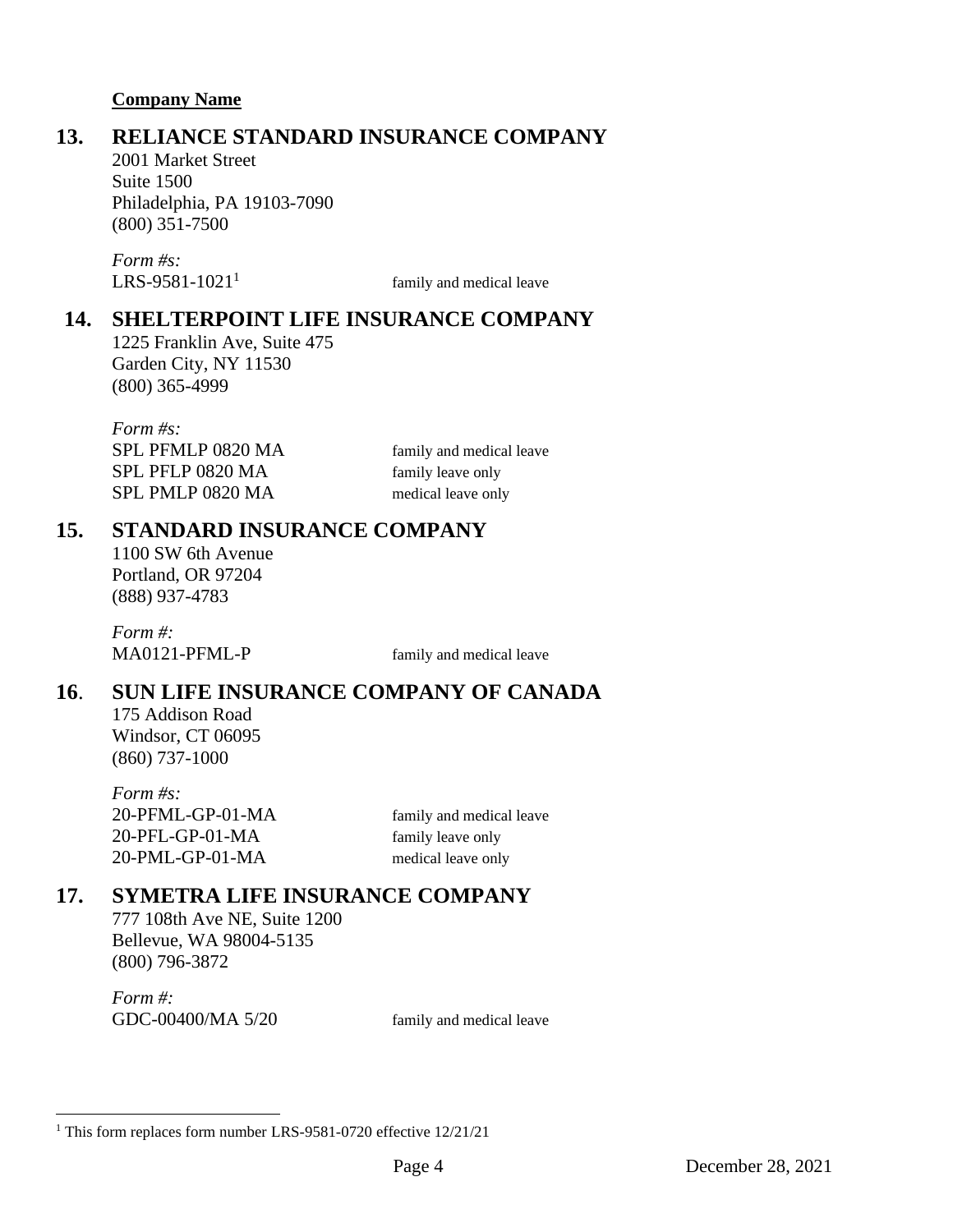**Company Name**

## 13. RELIANCE STANDARD INSURANCE COMPANY

2001 Market Street
Suite 1500
Philadelphia, PA 19103-7090
(800) 351-7500

*Form #s:*

| | |
|---|---|
| LRS-9581-1021[1] | family and medical leave |

## 14. SHELTERPOINT LIFE INSURANCE COMPANY

1225 Franklin Ave, Suite 475
Garden City, NY 11530
(800) 365-4999

*Form #s:*

| | |
|---|---|
| SPL PFMLP 0820 MA | family and medical leave |
| SPL PFLP 0820 MA | family leave only |
| SPL PMLP 0820 MA | medical leave only |

## 15. STANDARD INSURANCE COMPANY

1100 SW 6th Avenue
Portland, OR 97204
(888) 937-4783

*Form #:*

| | |
|---|---|
| MA0121-PFML-P | family and medical leave |

## 16. SUN LIFE INSURANCE COMPANY OF CANADA

175 Addison Road
Windsor, CT 06095
(860) 737-1000

*Form #s:*

| | |
|---|---|
| 20-PFML-GP-01-MA | family and medical leave |
| 20-PFL-GP-01-MA | family leave only |
| 20-PML-GP-01-MA | medical leave only |

## 17. SYMETRA LIFE INSURANCE COMPANY

777 108th Ave NE, Suite 1200
Bellevue, WA 98004-5135
(800) 796-3872

*Form #:*

| | |
|---|---|
| GDC-00400/MA 5/20 | family and medical leave |

[1] This form replaces form number LRS-9581-0720 effective 12/21/21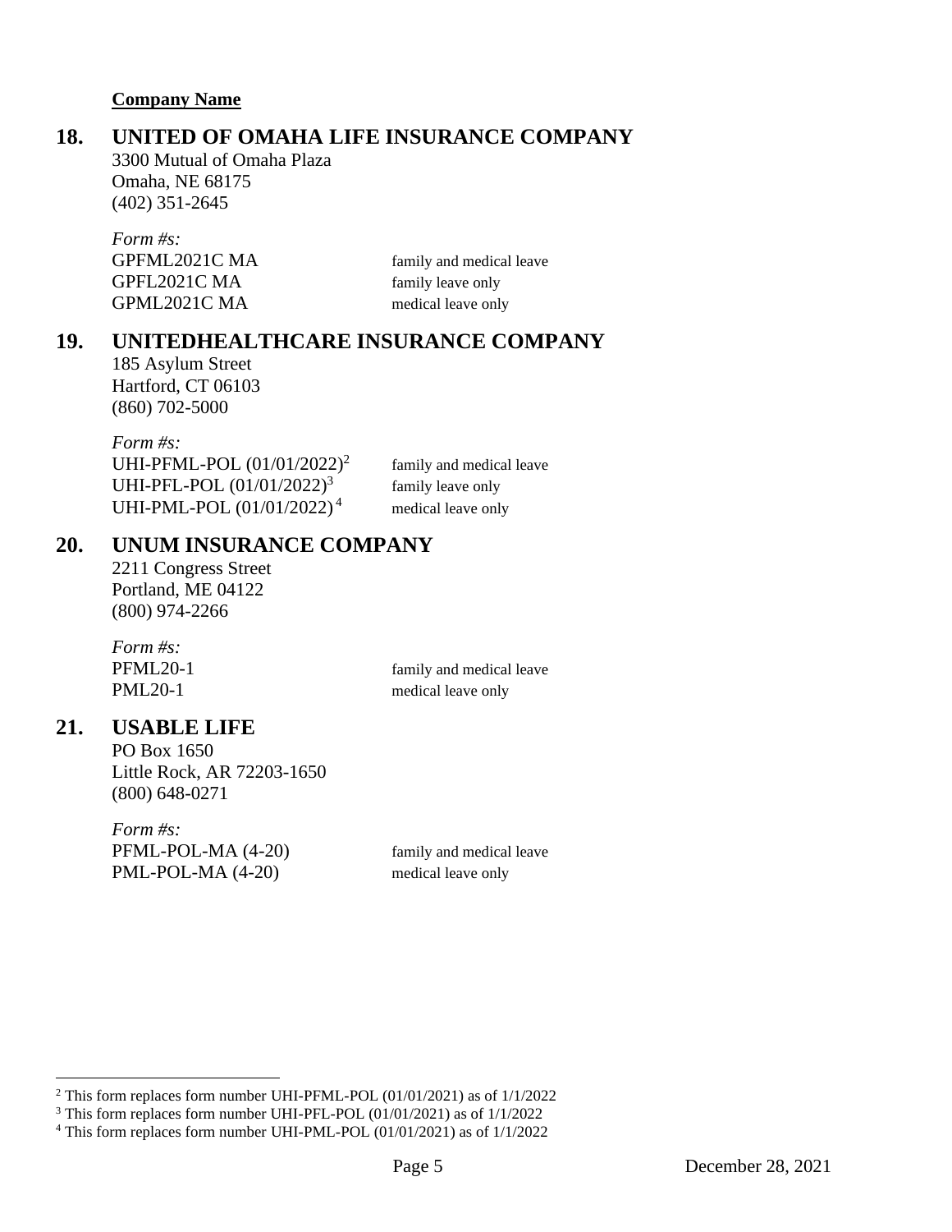**Company Name**

## 18. UNITED OF OMAHA LIFE INSURANCE COMPANY

3300 Mutual of Omaha Plaza
Omaha, NE 68175
(402) 351-2645

*Form #s:*

| | |
|---|---|
| GPFML2021C MA | family and medical leave |
| GPFL2021C MA | family leave only |
| GPML2021C MA | medical leave only |

## 19. UNITEDHEALTHCARE INSURANCE COMPANY

185 Asylum Street
Hartford, CT 06103
(860) 702-5000

*Form #s:*

| | |
|---|---|
| UHI-PFML-POL (01/01/2022)[2] | family and medical leave |
| UHI-PFL-POL (01/01/2022)[3] | family leave only |
| UHI-PML-POL (01/01/2022)[4] | medical leave only |

## 20. UNUM INSURANCE COMPANY

2211 Congress Street
Portland, ME 04122
(800) 974-2266

*Form #s:*

| | |
|---|---|
| PFML20-1 | family and medical leave |
| PML20-1 | medical leave only |

## 21. USABLE LIFE

PO Box 1650
Little Rock, AR 72203-1650
(800) 648-0271

*Form #s:*

| | |
|---|---|
| PFML-POL-MA (4-20) | family and medical leave |
| PML-POL-MA (4-20) | medical leave only |

---

[2] This form replaces form number UHI-PFML-POL (01/01/2021) as of 1/1/2022

[3] This form replaces form number UHI-PFL-POL (01/01/2021) as of 1/1/2022

[4] This form replaces form number UHI-PML-POL (01/01/2021) as of 1/1/2022

December 28, 2021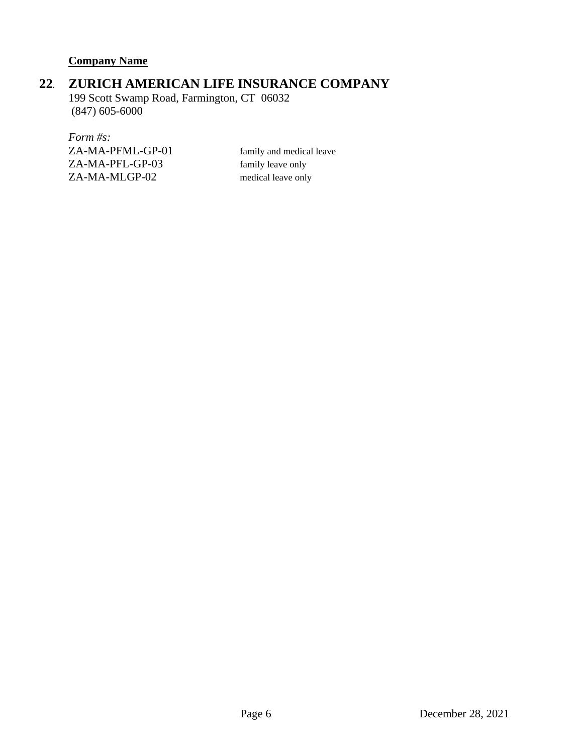**Company Name**

**22.** **ZURICH AMERICAN LIFE INSURANCE COMPANY**
199 Scott Swamp Road, Farmington, CT 06032
(847) 605-6000

*Form #s:*

| | |
|---|---|
| ZA-MA-PFML-GP-01 | family and medical leave |
| ZA-MA-PFL-GP-03 | family leave only |
| ZA-MA-MLGP-02 | medical leave only |

December 28, 2021